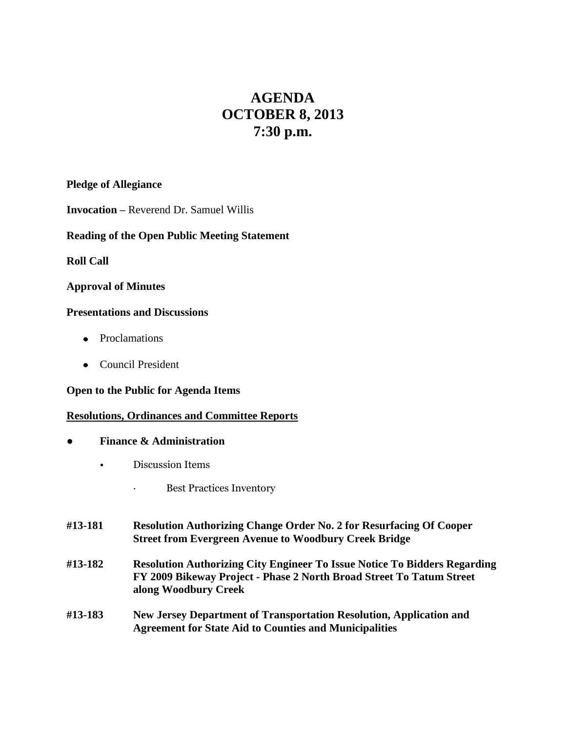# AGENDA
# OCTOBER 8, 2013
# 7:30 p.m.

**Pledge of Allegiance**

**Invocation –** Reverend Dr. Samuel Willis

**Reading of the Open Public Meeting Statement**

**Roll Call**

**Approval of Minutes**

**Presentations and Discussions**

- Proclamations
- Council President

**Open to the Public for Agenda Items**

**<u>Resolutions, Ordinances and Committee Reports</u>**

- **Finance & Administration**
    - Discussion Items
        - Best Practices Inventory

**#13-181** **Resolution Authorizing Change Order No. 2 for Resurfacing Of Cooper Street from Evergreen Avenue to Woodbury Creek Bridge**

**#13-182** **Resolution Authorizing City Engineer To Issue Notice To Bidders Regarding FY 2009 Bikeway Project - Phase 2 North Broad Street To Tatum Street along Woodbury Creek**

**#13-183** **New Jersey Department of Transportation Resolution, Application and Agreement for State Aid to Counties and Municipalities**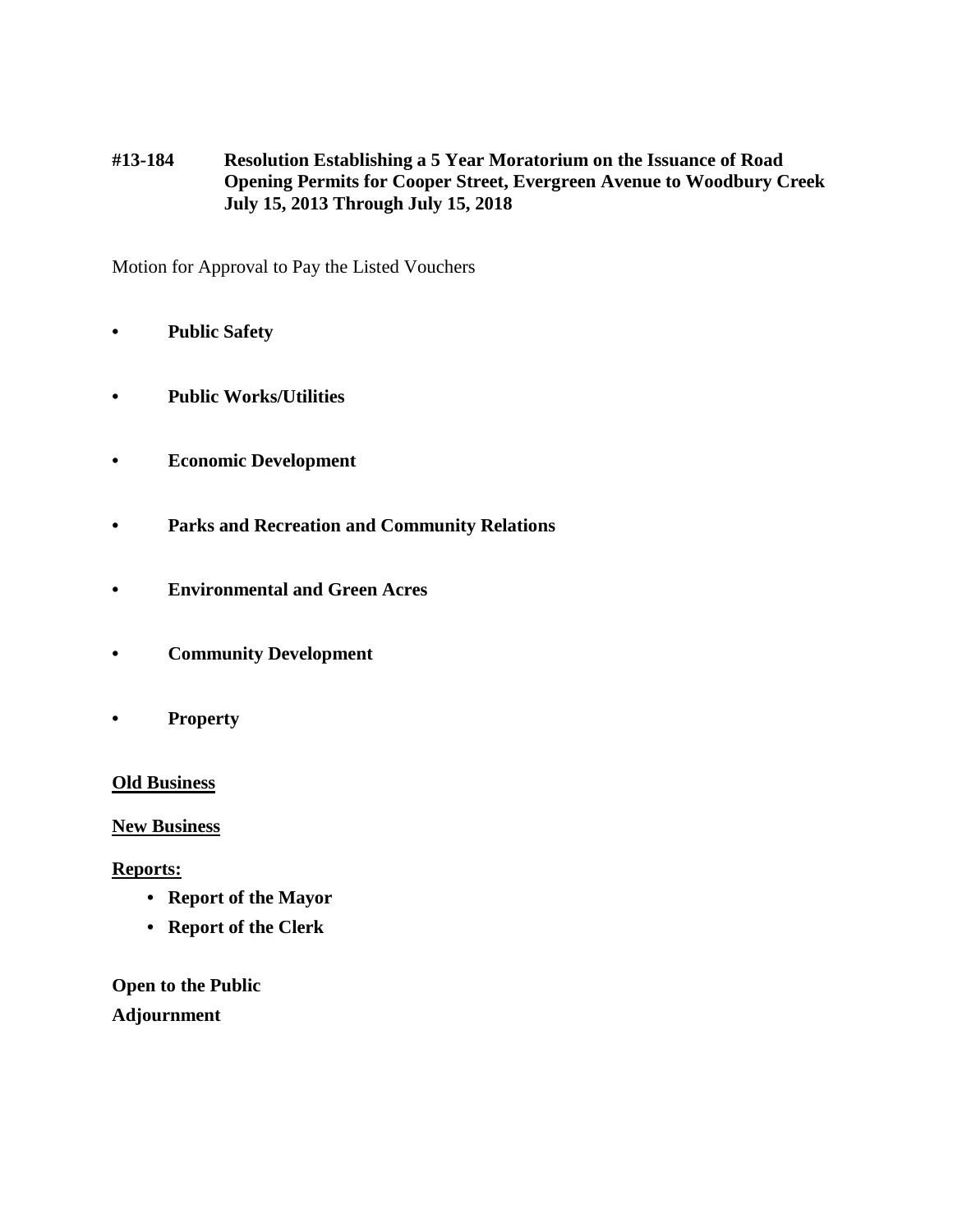**#13-184 Resolution Establishing a 5 Year Moratorium on the Issuance of Road Opening Permits for Cooper Street, Evergreen Avenue to Woodbury Creek July 15, 2013 Through July 15, 2018**

Motion for Approval to Pay the Listed Vouchers

- **Public Safety**
- **Public Works/Utilities**
- **Economic Development**
- **Parks and Recreation and Community Relations**
- **Environmental and Green Acres**
- **Community Development**
- **Property**

**<u>Old Business</u>**

**<u>New Business</u>**

**<u>Reports:</u>**

- **Report of the Mayor**
- **Report of the Clerk**

**Open to the Public**

**Adjournment**